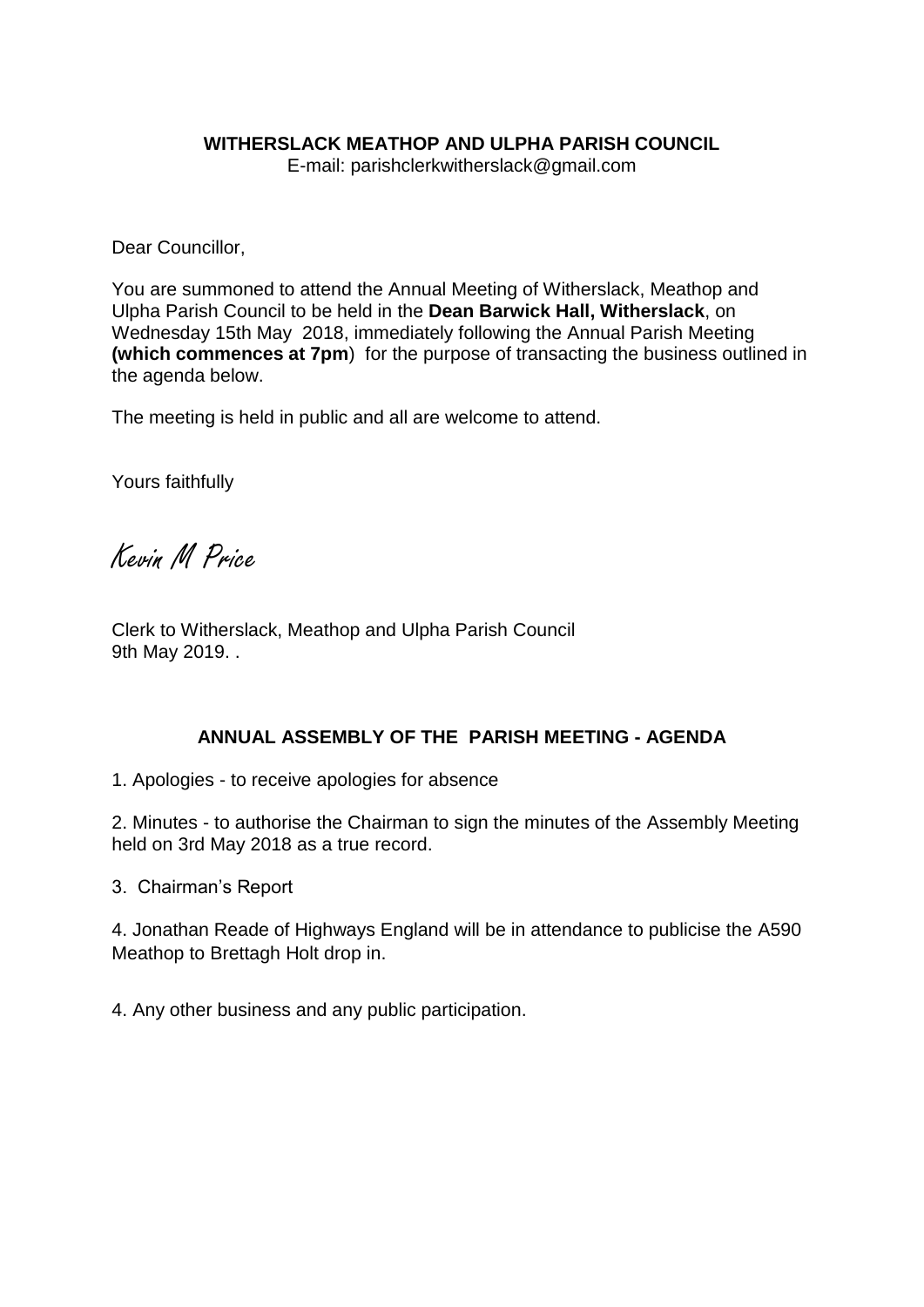**WITHERSLACK MEATHOP AND ULPHA PARISH COUNCIL**
E-mail: parishclerkwitherslack@gmail.com

Dear Councillor,

You are summoned to attend the Annual Meeting of Witherslack, Meathop and Ulpha Parish Council to be held in the **Dean Barwick Hall, Witherslack**, on Wednesday 15th May 2018, immediately following the Annual Parish Meeting **(which commences at 7pm**) for the purpose of transacting the business outlined in the agenda below.

The meeting is held in public and all are welcome to attend.

Yours faithfully

*Kevin M Price*

Clerk to Witherslack, Meathop and Ulpha Parish Council
9th May 2019. .

## ANNUAL ASSEMBLY OF THE PARISH MEETING - AGENDA

1. Apologies - to receive apologies for absence

2. Minutes - to authorise the Chairman to sign the minutes of the Assembly Meeting held on 3rd May 2018 as a true record.

3. Chairman's Report

4. Jonathan Reade of Highways England will be in attendance to publicise the A590 Meathop to Brettagh Holt drop in.

4. Any other business and any public participation.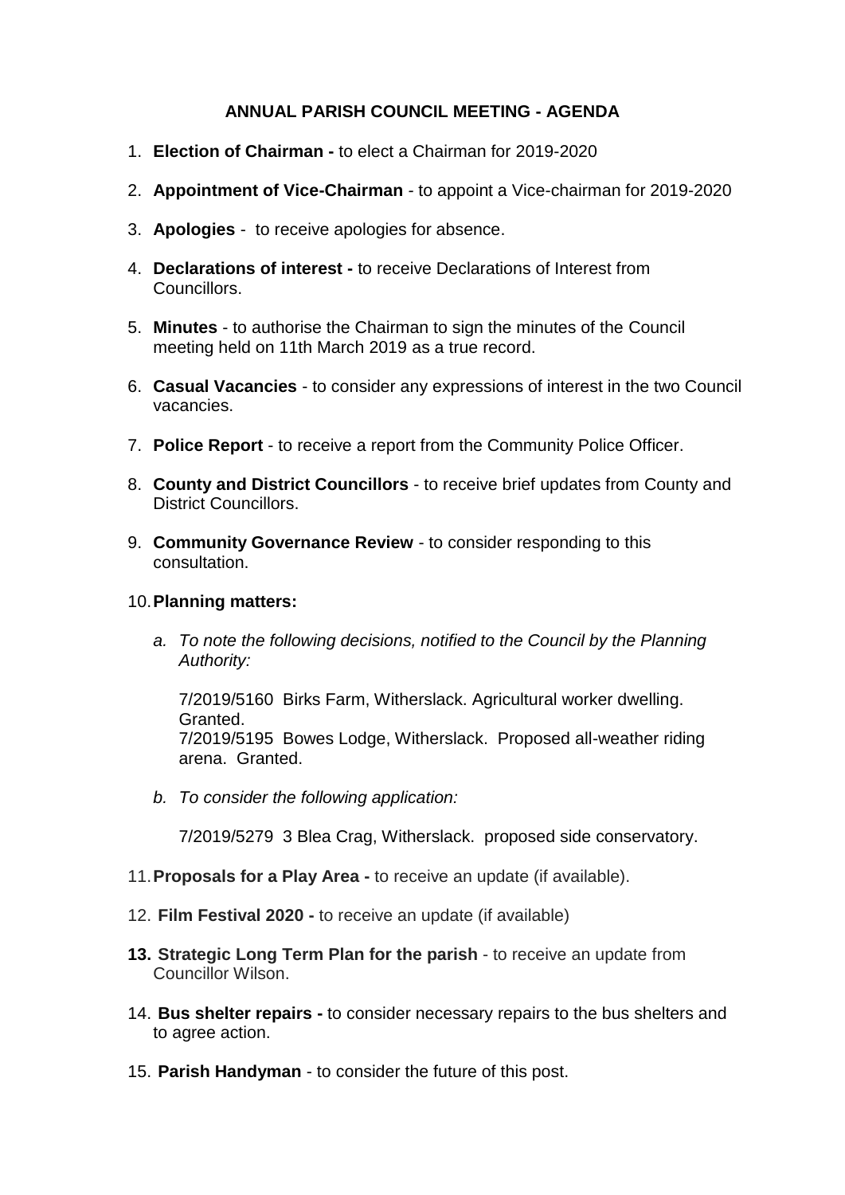## ANNUAL PARISH COUNCIL MEETING - AGENDA

1. **Election of Chairman -** to elect a Chairman for 2019-2020
2. **Appointment of Vice-Chairman** - to appoint a Vice-chairman for 2019-2020
3. **Apologies** - to receive apologies for absence.
4. **Declarations of interest -** to receive Declarations of Interest from Councillors.
5. **Minutes** - to authorise the Chairman to sign the minutes of the Council meeting held on 11th March 2019 as a true record.
6. **Casual Vacancies** - to consider any expressions of interest in the two Council vacancies.
7. **Police Report** - to receive a report from the Community Police Officer.
8. **County and District Councillors** - to receive brief updates from County and District Councillors.
9. **Community Governance Review** - to consider responding to this consultation.
10. **Planning matters:**

    a. *To note the following decisions, notified to the Council by the Planning Authority:*

       7/2019/5160 Birks Farm, Witherslack. Agricultural worker dwelling. Granted.
       7/2019/5195 Bowes Lodge, Witherslack. Proposed all-weather riding arena. Granted.

    b. *To consider the following application:*

       7/2019/5279 3 Blea Crag, Witherslack. proposed side conservatory.

11. **Proposals for a Play Area -** to receive an update (if available).
12. **Film Festival 2020 -** to receive an update (if available)
13. **Strategic Long Term Plan for the parish** - to receive an update from Councillor Wilson.
14. **Bus shelter repairs -** to consider necessary repairs to the bus shelters and to agree action.
15. **Parish Handyman** - to consider the future of this post.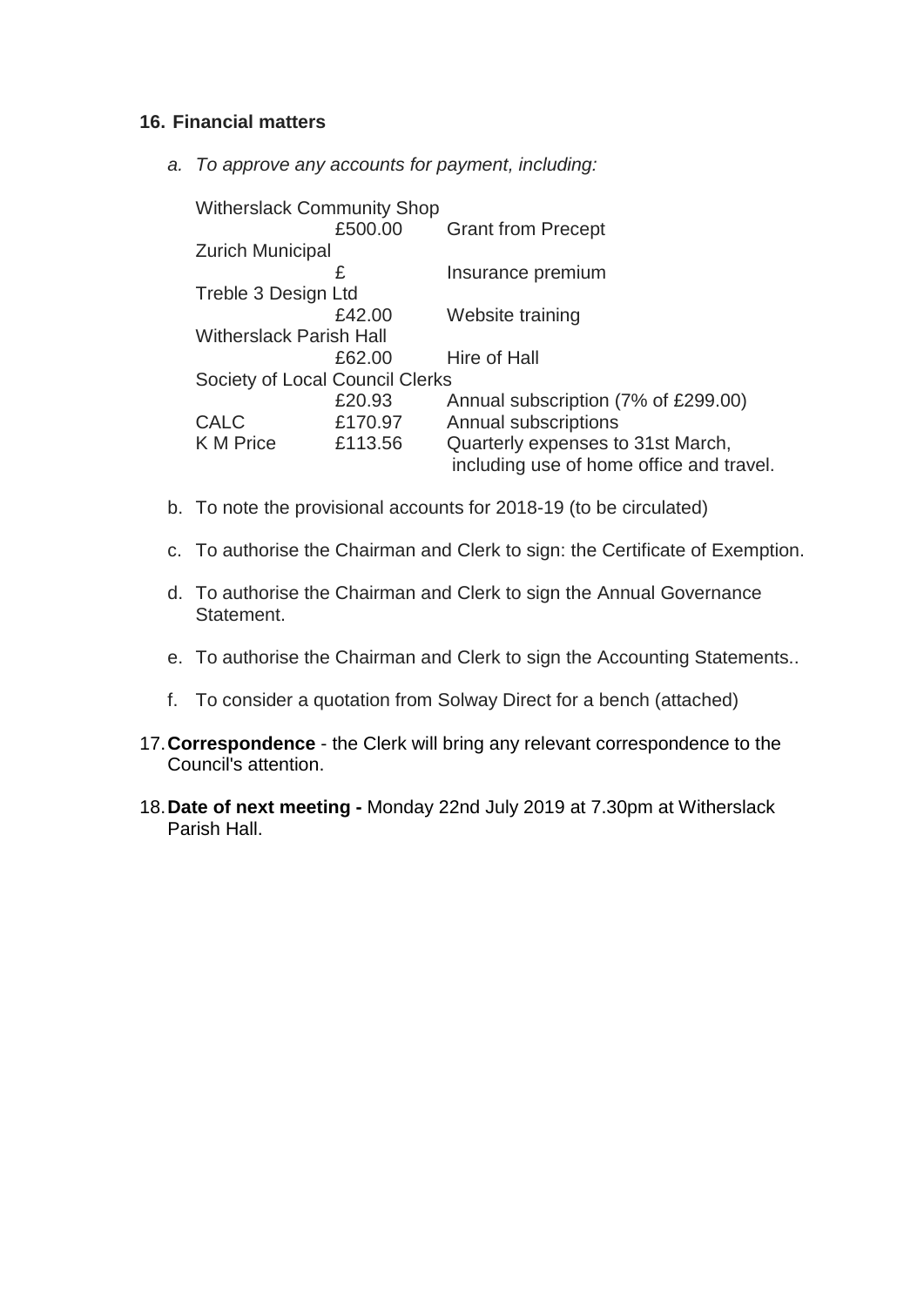**16. Financial matters**

a. *To approve any accounts for payment, including:*

| | | |
|---|---|---|
| Witherslack Community Shop | | |
| | £500.00 | Grant from Precept |
| Zurich Municipal | | |
| | £ | Insurance premium |
| Treble 3 Design Ltd | | |
| | £42.00 | Website training |
| Witherslack Parish Hall | | |
| | £62.00 | Hire of Hall |
| Society of Local Council Clerks | | |
| | £20.93 | Annual subscription (7% of £299.00) |
| CALC | £170.97 | Annual subscriptions |
| K M Price | £113.56 | Quarterly expenses to 31st March, including use of home office and travel. |

b. To note the provisional accounts for 2018-19 (to be circulated)

c. To authorise the Chairman and Clerk to sign: the Certificate of Exemption.

d. To authorise the Chairman and Clerk to sign the Annual Governance Statement.

e. To authorise the Chairman and Clerk to sign the Accounting Statements..

f. To consider a quotation from Solway Direct for a bench (attached)

17. **Correspondence** - the Clerk will bring any relevant correspondence to the Council's attention.

18. **Date of next meeting -** Monday 22nd July 2019 at 7.30pm at Witherslack Parish Hall.